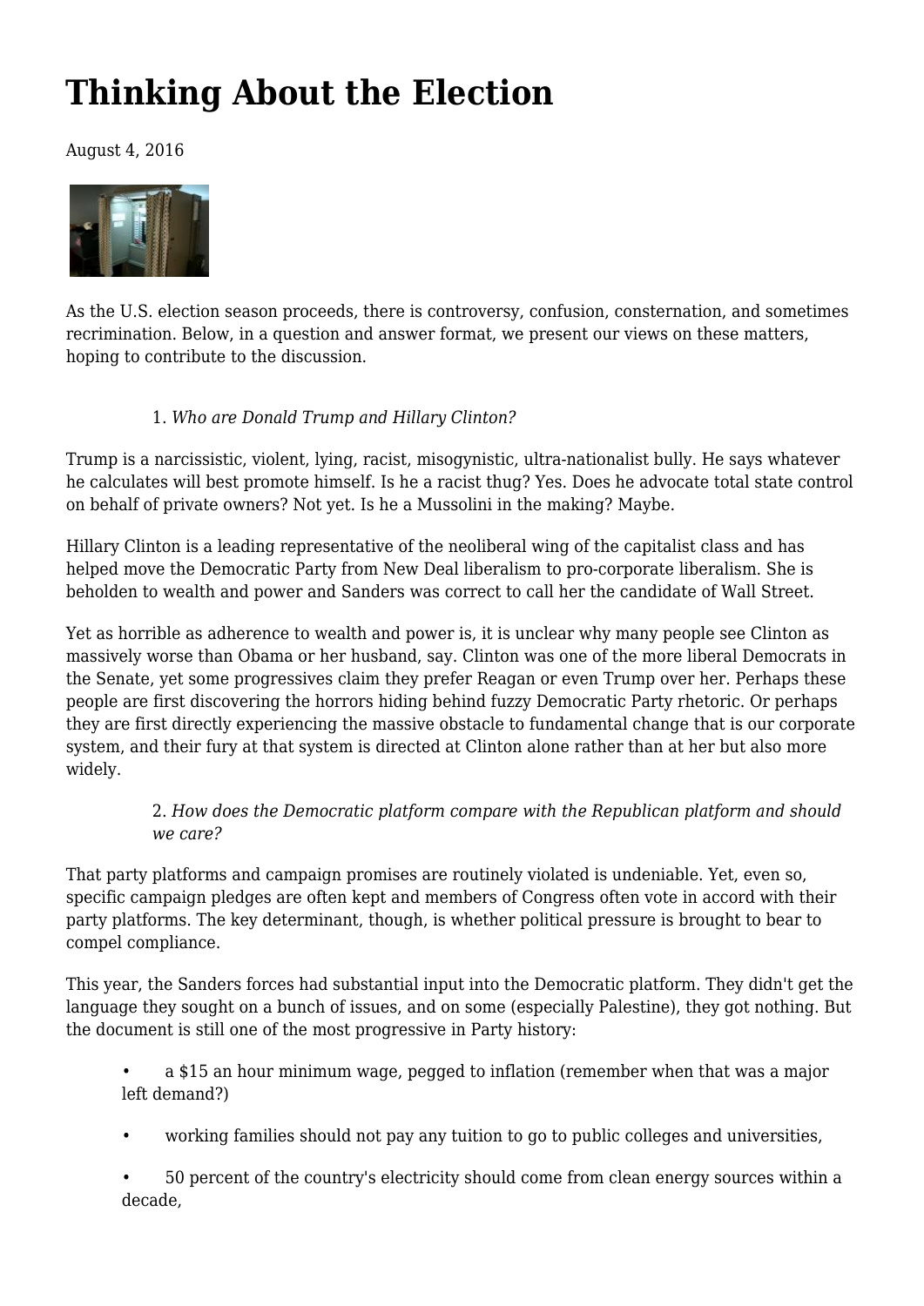# Thinking About the Election

August 4, 2016

As the U.S. election season proceeds, there is controversy, confusion, consternation, and sometimes recrimination. Below, in a question and answer format, we present our views on these matters, hoping to contribute to the discussion.

1. *Who are Donald Trump and Hillary Clinton?*

Trump is a narcissistic, violent, lying, racist, misogynistic, ultra-nationalist bully. He says whatever he calculates will best promote himself. Is he a racist thug? Yes. Does he advocate total state control on behalf of private owners? Not yet. Is he a Mussolini in the making? Maybe.

Hillary Clinton is a leading representative of the neoliberal wing of the capitalist class and has helped move the Democratic Party from New Deal liberalism to pro-corporate liberalism. She is beholden to wealth and power and Sanders was correct to call her the candidate of Wall Street.

Yet as horrible as adherence to wealth and power is, it is unclear why many people see Clinton as massively worse than Obama or her husband, say. Clinton was one of the more liberal Democrats in the Senate, yet some progressives claim they prefer Reagan or even Trump over her. Perhaps these people are first discovering the horrors hiding behind fuzzy Democratic Party rhetoric. Or perhaps they are first directly experiencing the massive obstacle to fundamental change that is our corporate system, and their fury at that system is directed at Clinton alone rather than at her but also more widely.

2. *How does the Democratic platform compare with the Republican platform and should we care?*

That party platforms and campaign promises are routinely violated is undeniable. Yet, even so, specific campaign pledges are often kept and members of Congress often vote in accord with their party platforms. The key determinant, though, is whether political pressure is brought to bear to compel compliance.

This year, the Sanders forces had substantial input into the Democratic platform. They didn't get the language they sought on a bunch of issues, and on some (especially Palestine), they got nothing. But the document is still one of the most progressive in Party history:

- a $15 an hour minimum wage, pegged to inflation (remember when that was a major left demand?)
- working families should not pay any tuition to go to public colleges and universities,
- 50 percent of the country's electricity should come from clean energy sources within a decade,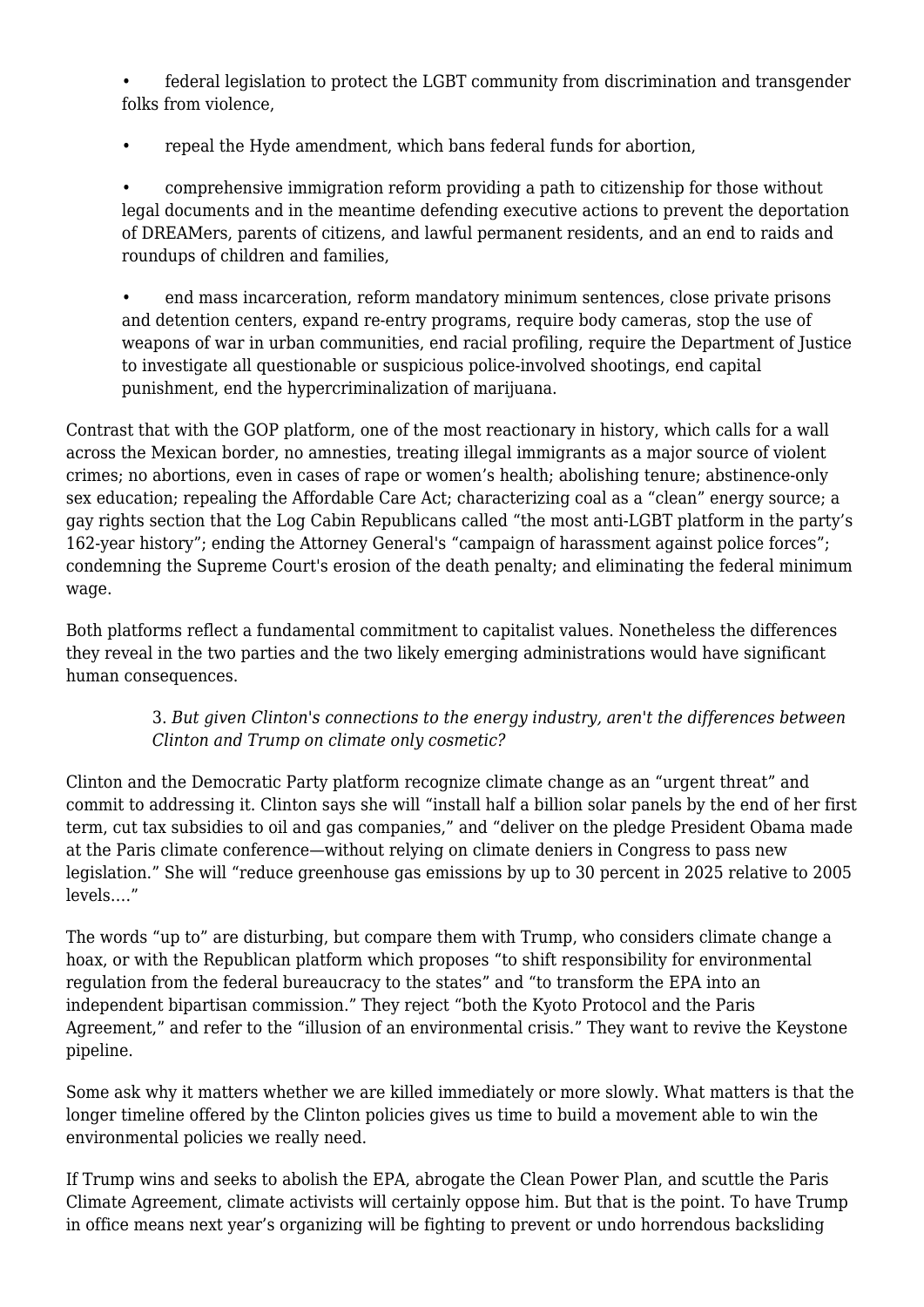- federal legislation to protect the LGBT community from discrimination and transgender folks from violence,
- repeal the Hyde amendment, which bans federal funds for abortion,
- comprehensive immigration reform providing a path to citizenship for those without legal documents and in the meantime defending executive actions to prevent the deportation of DREAMers, parents of citizens, and lawful permanent residents, and an end to raids and roundups of children and families,
- end mass incarceration, reform mandatory minimum sentences, close private prisons and detention centers, expand re-entry programs, require body cameras, stop the use of weapons of war in urban communities, end racial profiling, require the Department of Justice to investigate all questionable or suspicious police-involved shootings, end capital punishment, end the hypercriminalization of marijuana.

Contrast that with the GOP platform, one of the most reactionary in history, which calls for a wall across the Mexican border, no amnesties, treating illegal immigrants as a major source of violent crimes; no abortions, even in cases of rape or women's health; abolishing tenure; abstinence-only sex education; repealing the Affordable Care Act; characterizing coal as a "clean" energy source; a gay rights section that the Log Cabin Republicans called "the most anti-LGBT platform in the party's 162-year history"; ending the Attorney General's "campaign of harassment against police forces"; condemning the Supreme Court's erosion of the death penalty; and eliminating the federal minimum wage.

Both platforms reflect a fundamental commitment to capitalist values. Nonetheless the differences they reveal in the two parties and the two likely emerging administrations would have significant human consequences.

> 3. *But given Clinton's connections to the energy industry, aren't the differences between Clinton and Trump on climate only cosmetic?*

Clinton and the Democratic Party platform recognize climate change as an "urgent threat" and commit to addressing it. Clinton says she will "install half a billion solar panels by the end of her first term, cut tax subsidies to oil and gas companies," and "deliver on the pledge President Obama made at the Paris climate conference—without relying on climate deniers in Congress to pass new legislation." She will "reduce greenhouse gas emissions by up to 30 percent in 2025 relative to 2005 levels…."

The words "up to" are disturbing, but compare them with Trump, who considers climate change a hoax, or with the Republican platform which proposes "to shift responsibility for environmental regulation from the federal bureaucracy to the states" and "to transform the EPA into an independent bipartisan commission." They reject "both the Kyoto Protocol and the Paris Agreement," and refer to the "illusion of an environmental crisis." They want to revive the Keystone pipeline.

Some ask why it matters whether we are killed immediately or more slowly. What matters is that the longer timeline offered by the Clinton policies gives us time to build a movement able to win the environmental policies we really need.

If Trump wins and seeks to abolish the EPA, abrogate the Clean Power Plan, and scuttle the Paris Climate Agreement, climate activists will certainly oppose him. But that is the point. To have Trump in office means next year's organizing will be fighting to prevent or undo horrendous backsliding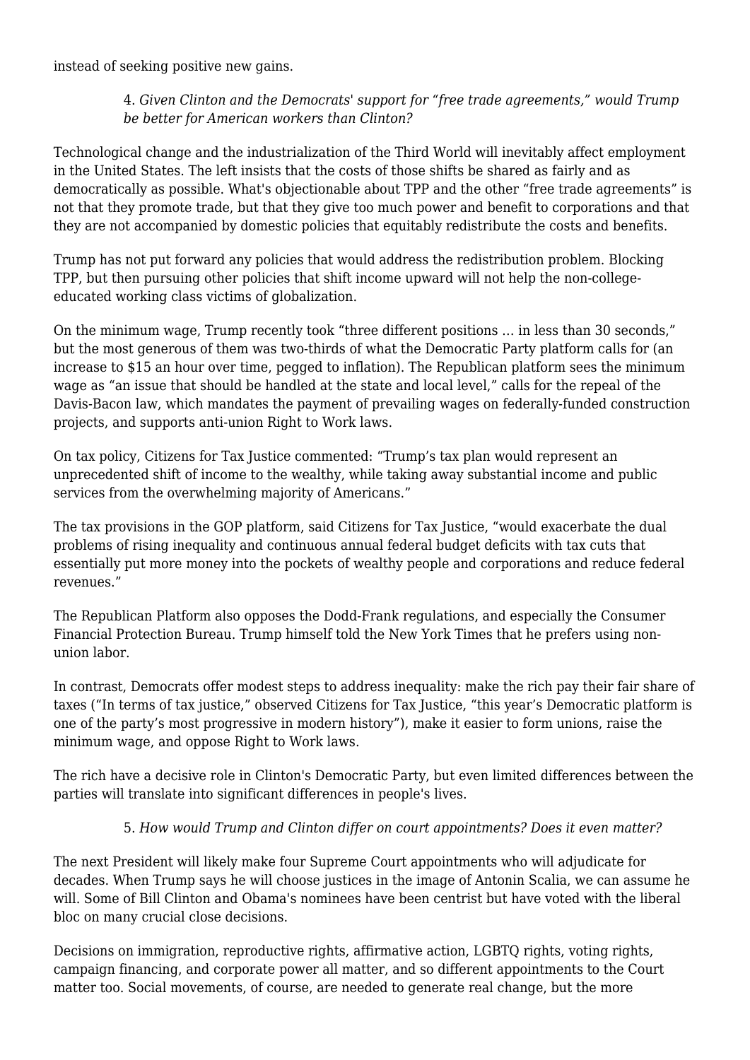instead of seeking positive new gains.

> 4. *Given Clinton and the Democrats' support for "free trade agreements," would Trump be better for American workers than Clinton?*

Technological change and the industrialization of the Third World will inevitably affect employment in the United States. The left insists that the costs of those shifts be shared as fairly and as democratically as possible. What's objectionable about TPP and the other "free trade agreements" is not that they promote trade, but that they give too much power and benefit to corporations and that they are not accompanied by domestic policies that equitably redistribute the costs and benefits.

Trump has not put forward any policies that would address the redistribution problem. Blocking TPP, but then pursuing other policies that shift income upward will not help the non-college-educated working class victims of globalization.

On the minimum wage, Trump recently took "three different positions ... in less than 30 seconds," but the most generous of them was two-thirds of what the Democratic Party platform calls for (an increase to $15 an hour over time, pegged to inflation). The Republican platform sees the minimum wage as "an issue that should be handled at the state and local level," calls for the repeal of the Davis-Bacon law, which mandates the payment of prevailing wages on federally-funded construction projects, and supports anti-union Right to Work laws.

On tax policy, Citizens for Tax Justice commented: "Trump's tax plan would represent an unprecedented shift of income to the wealthy, while taking away substantial income and public services from the overwhelming majority of Americans."

The tax provisions in the GOP platform, said Citizens for Tax Justice, "would exacerbate the dual problems of rising inequality and continuous annual federal budget deficits with tax cuts that essentially put more money into the pockets of wealthy people and corporations and reduce federal revenues."

The Republican Platform also opposes the Dodd-Frank regulations, and especially the Consumer Financial Protection Bureau. Trump himself told the New York Times that he prefers using non-union labor.

In contrast, Democrats offer modest steps to address inequality: make the rich pay their fair share of taxes ("In terms of tax justice," observed Citizens for Tax Justice, "this year's Democratic platform is one of the party's most progressive in modern history"), make it easier to form unions, raise the minimum wage, and oppose Right to Work laws.

The rich have a decisive role in Clinton's Democratic Party, but even limited differences between the parties will translate into significant differences in people's lives.

> 5. *How would Trump and Clinton differ on court appointments? Does it even matter?*

The next President will likely make four Supreme Court appointments who will adjudicate for decades. When Trump says he will choose justices in the image of Antonin Scalia, we can assume he will. Some of Bill Clinton and Obama's nominees have been centrist but have voted with the liberal bloc on many crucial close decisions.

Decisions on immigration, reproductive rights, affirmative action, LGBTQ rights, voting rights, campaign financing, and corporate power all matter, and so different appointments to the Court matter too. Social movements, of course, are needed to generate real change, but the more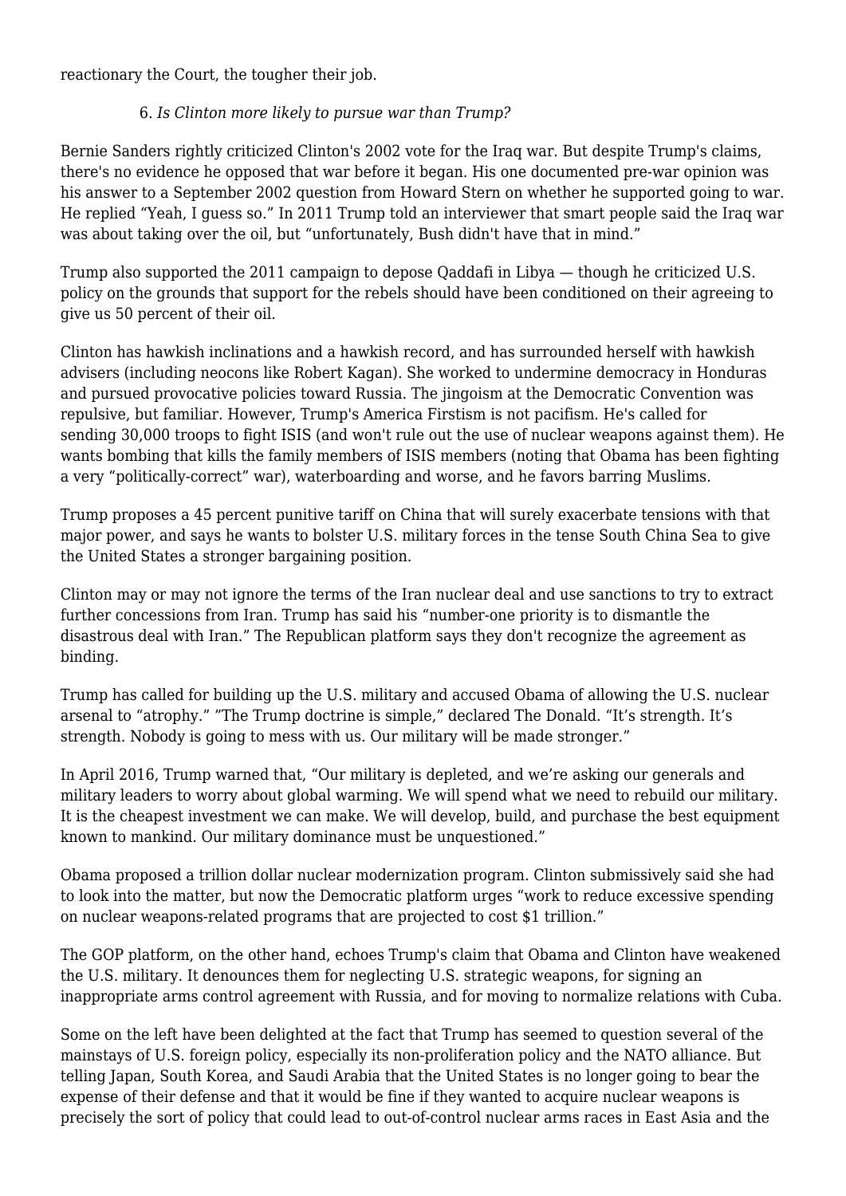reactionary the Court, the tougher their job.

6. *Is Clinton more likely to pursue war than Trump?*

Bernie Sanders rightly criticized Clinton's 2002 vote for the Iraq war. But despite Trump's claims, there's no evidence he opposed that war before it began. His one documented pre-war opinion was his answer to a September 2002 question from Howard Stern on whether he supported going to war. He replied “Yeah, I guess so.” In 2011 Trump told an interviewer that smart people said the Iraq war was about taking over the oil, but “unfortunately, Bush didn't have that in mind.”

Trump also supported the 2011 campaign to depose Qaddafi in Libya — though he criticized U.S. policy on the grounds that support for the rebels should have been conditioned on their agreeing to give us 50 percent of their oil.

Clinton has hawkish inclinations and a hawkish record, and has surrounded herself with hawkish advisers (including neocons like Robert Kagan). She worked to undermine democracy in Honduras and pursued provocative policies toward Russia. The jingoism at the Democratic Convention was repulsive, but familiar. However, Trump's America Firstism is not pacifism. He's called for sending 30,000 troops to fight ISIS (and won't rule out the use of nuclear weapons against them). He wants bombing that kills the family members of ISIS members (noting that Obama has been fighting a very “politically-correct” war), waterboarding and worse, and he favors barring Muslims.

Trump proposes a 45 percent punitive tariff on China that will surely exacerbate tensions with that major power, and says he wants to bolster U.S. military forces in the tense South China Sea to give the United States a stronger bargaining position.

Clinton may or may not ignore the terms of the Iran nuclear deal and use sanctions to try to extract further concessions from Iran. Trump has said his “number-one priority is to dismantle the disastrous deal with Iran.” The Republican platform says they don't recognize the agreement as binding.

Trump has called for building up the U.S. military and accused Obama of allowing the U.S. nuclear arsenal to “atrophy.” ”The Trump doctrine is simple,” declared The Donald. “It’s strength. It’s strength. Nobody is going to mess with us. Our military will be made stronger.”

In April 2016, Trump warned that, “Our military is depleted, and we’re asking our generals and military leaders to worry about global warming. We will spend what we need to rebuild our military. It is the cheapest investment we can make. We will develop, build, and purchase the best equipment known to mankind. Our military dominance must be unquestioned.”

Obama proposed a trillion dollar nuclear modernization program. Clinton submissively said she had to look into the matter, but now the Democratic platform urges “work to reduce excessive spending on nuclear weapons-related programs that are projected to cost $1 trillion.”

The GOP platform, on the other hand, echoes Trump's claim that Obama and Clinton have weakened the U.S. military. It denounces them for neglecting U.S. strategic weapons, for signing an inappropriate arms control agreement with Russia, and for moving to normalize relations with Cuba.

Some on the left have been delighted at the fact that Trump has seemed to question several of the mainstays of U.S. foreign policy, especially its non-proliferation policy and the NATO alliance. But telling Japan, South Korea, and Saudi Arabia that the United States is no longer going to bear the expense of their defense and that it would be fine if they wanted to acquire nuclear weapons is precisely the sort of policy that could lead to out-of-control nuclear arms races in East Asia and the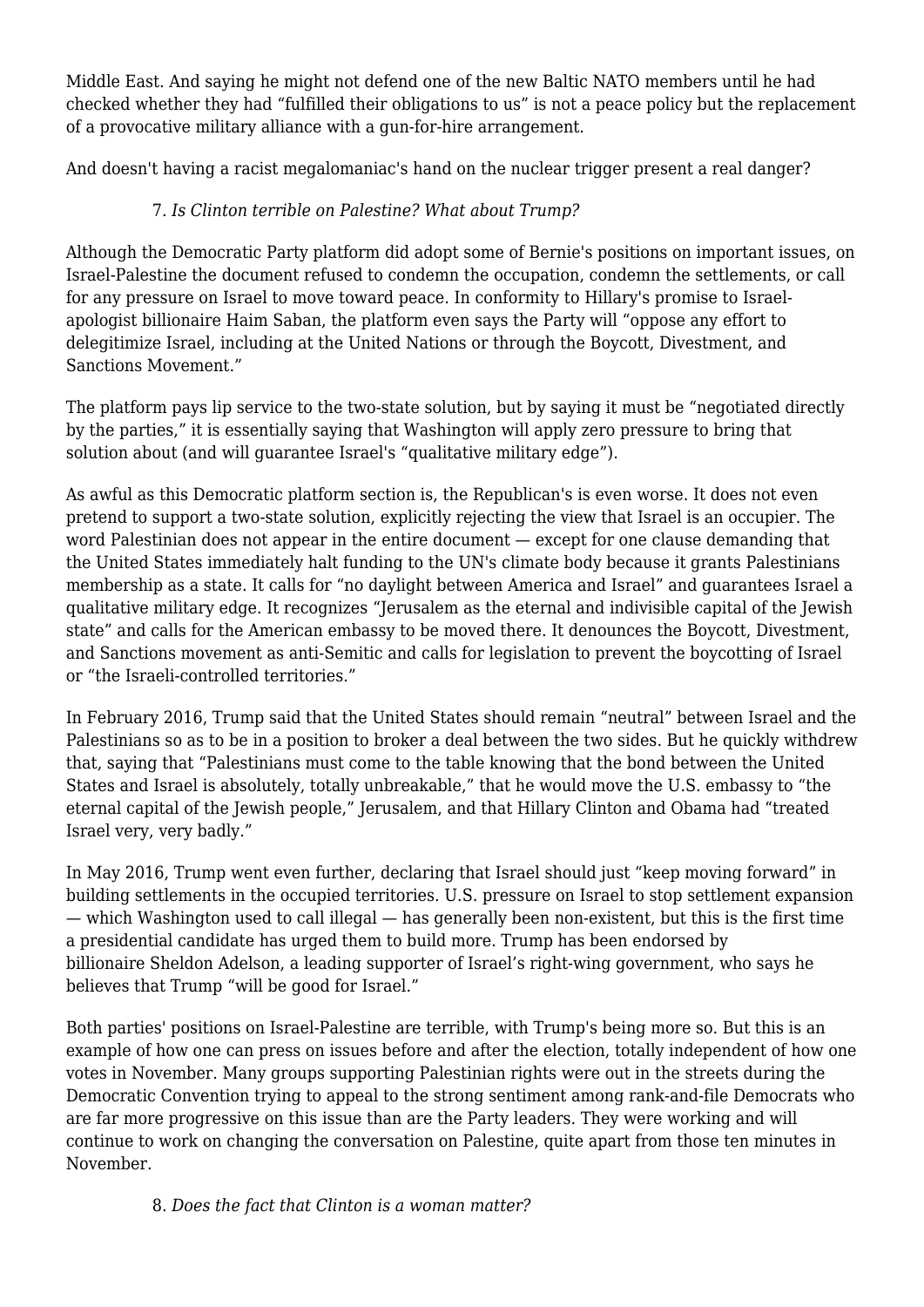Middle East. And saying he might not defend one of the new Baltic NATO members until he had checked whether they had "fulfilled their obligations to us" is not a peace policy but the replacement of a provocative military alliance with a gun-for-hire arrangement.

And doesn't having a racist megalomaniac's hand on the nuclear trigger present a real danger?

7. *Is Clinton terrible on Palestine? What about Trump?*

Although the Democratic Party platform did adopt some of Bernie's positions on important issues, on Israel-Palestine the document refused to condemn the occupation, condemn the settlements, or call for any pressure on Israel to move toward peace. In conformity to Hillary's promise to Israel-apologist billionaire Haim Saban, the platform even says the Party will "oppose any effort to delegitimize Israel, including at the United Nations or through the Boycott, Divestment, and Sanctions Movement."

The platform pays lip service to the two-state solution, but by saying it must be "negotiated directly by the parties," it is essentially saying that Washington will apply zero pressure to bring that solution about (and will guarantee Israel's "qualitative military edge").

As awful as this Democratic platform section is, the Republican's is even worse. It does not even pretend to support a two-state solution, explicitly rejecting the view that Israel is an occupier. The word Palestinian does not appear in the entire document — except for one clause demanding that the United States immediately halt funding to the UN's climate body because it grants Palestinians membership as a state. It calls for "no daylight between America and Israel" and guarantees Israel a qualitative military edge. It recognizes "Jerusalem as the eternal and indivisible capital of the Jewish state" and calls for the American embassy to be moved there. It denounces the Boycott, Divestment, and Sanctions movement as anti-Semitic and calls for legislation to prevent the boycotting of Israel or "the Israeli-controlled territories."

In February 2016, Trump said that the United States should remain "neutral" between Israel and the Palestinians so as to be in a position to broker a deal between the two sides. But he quickly withdrew that, saying that "Palestinians must come to the table knowing that the bond between the United States and Israel is absolutely, totally unbreakable," that he would move the U.S. embassy to "the eternal capital of the Jewish people," Jerusalem, and that Hillary Clinton and Obama had "treated Israel very, very badly."

In May 2016, Trump went even further, declaring that Israel should just "keep moving forward" in building settlements in the occupied territories. U.S. pressure on Israel to stop settlement expansion — which Washington used to call illegal — has generally been non-existent, but this is the first time a presidential candidate has urged them to build more. Trump has been endorsed by billionaire Sheldon Adelson, a leading supporter of Israel's right-wing government, who says he believes that Trump "will be good for Israel."

Both parties' positions on Israel-Palestine are terrible, with Trump's being more so. But this is an example of how one can press on issues before and after the election, totally independent of how one votes in November. Many groups supporting Palestinian rights were out in the streets during the Democratic Convention trying to appeal to the strong sentiment among rank-and-file Democrats who are far more progressive on this issue than are the Party leaders. They were working and will continue to work on changing the conversation on Palestine, quite apart from those ten minutes in November.

8. *Does the fact that Clinton is a woman matter?*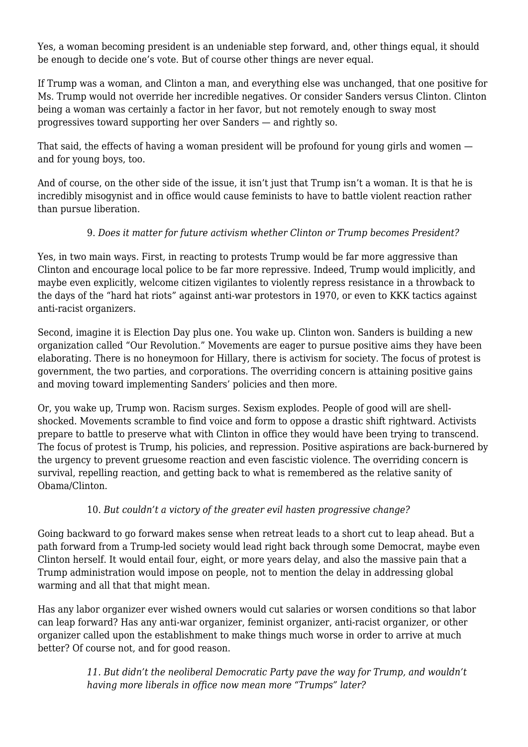Yes, a woman becoming president is an undeniable step forward, and, other things equal, it should be enough to decide one's vote. But of course other things are never equal.

If Trump was a woman, and Clinton a man, and everything else was unchanged, that one positive for Ms. Trump would not override her incredible negatives. Or consider Sanders versus Clinton. Clinton being a woman was certainly a factor in her favor, but not remotely enough to sway most progressives toward supporting her over Sanders — and rightly so.

That said, the effects of having a woman president will be profound for young girls and women — and for young boys, too.

And of course, on the other side of the issue, it isn't just that Trump isn't a woman. It is that he is incredibly misogynist and in office would cause feminists to have to battle violent reaction rather than pursue liberation.

9. *Does it matter for future activism whether Clinton or Trump becomes President?*

Yes, in two main ways. First, in reacting to protests Trump would be far more aggressive than Clinton and encourage local police to be far more repressive. Indeed, Trump would implicitly, and maybe even explicitly, welcome citizen vigilantes to violently repress resistance in a throwback to the days of the "hard hat riots" against anti-war protestors in 1970, or even to KKK tactics against anti-racist organizers.

Second, imagine it is Election Day plus one. You wake up. Clinton won. Sanders is building a new organization called "Our Revolution." Movements are eager to pursue positive aims they have been elaborating. There is no honeymoon for Hillary, there is activism for society. The focus of protest is government, the two parties, and corporations. The overriding concern is attaining positive gains and moving toward implementing Sanders' policies and then more.

Or, you wake up, Trump won. Racism surges. Sexism explodes. People of good will are shell-shocked. Movements scramble to find voice and form to oppose a drastic shift rightward. Activists prepare to battle to preserve what with Clinton in office they would have been trying to transcend. The focus of protest is Trump, his policies, and repression. Positive aspirations are back-burnered by the urgency to prevent gruesome reaction and even fascistic violence. The overriding concern is survival, repelling reaction, and getting back to what is remembered as the relative sanity of Obama/Clinton.

10. *But couldn't a victory of the greater evil hasten progressive change?*

Going backward to go forward makes sense when retreat leads to a short cut to leap ahead. But a path forward from a Trump-led society would lead right back through some Democrat, maybe even Clinton herself. It would entail four, eight, or more years delay, and also the massive pain that a Trump administration would impose on people, not to mention the delay in addressing global warming and all that that might mean.

Has any labor organizer ever wished owners would cut salaries or worsen conditions so that labor can leap forward? Has any anti-war organizer, feminist organizer, anti-racist organizer, or other organizer called upon the establishment to make things much worse in order to arrive at much better? Of course not, and for good reason.

11. *But didn't the neoliberal Democratic Party pave the way for Trump, and wouldn't having more liberals in office now mean more "Trumps" later?*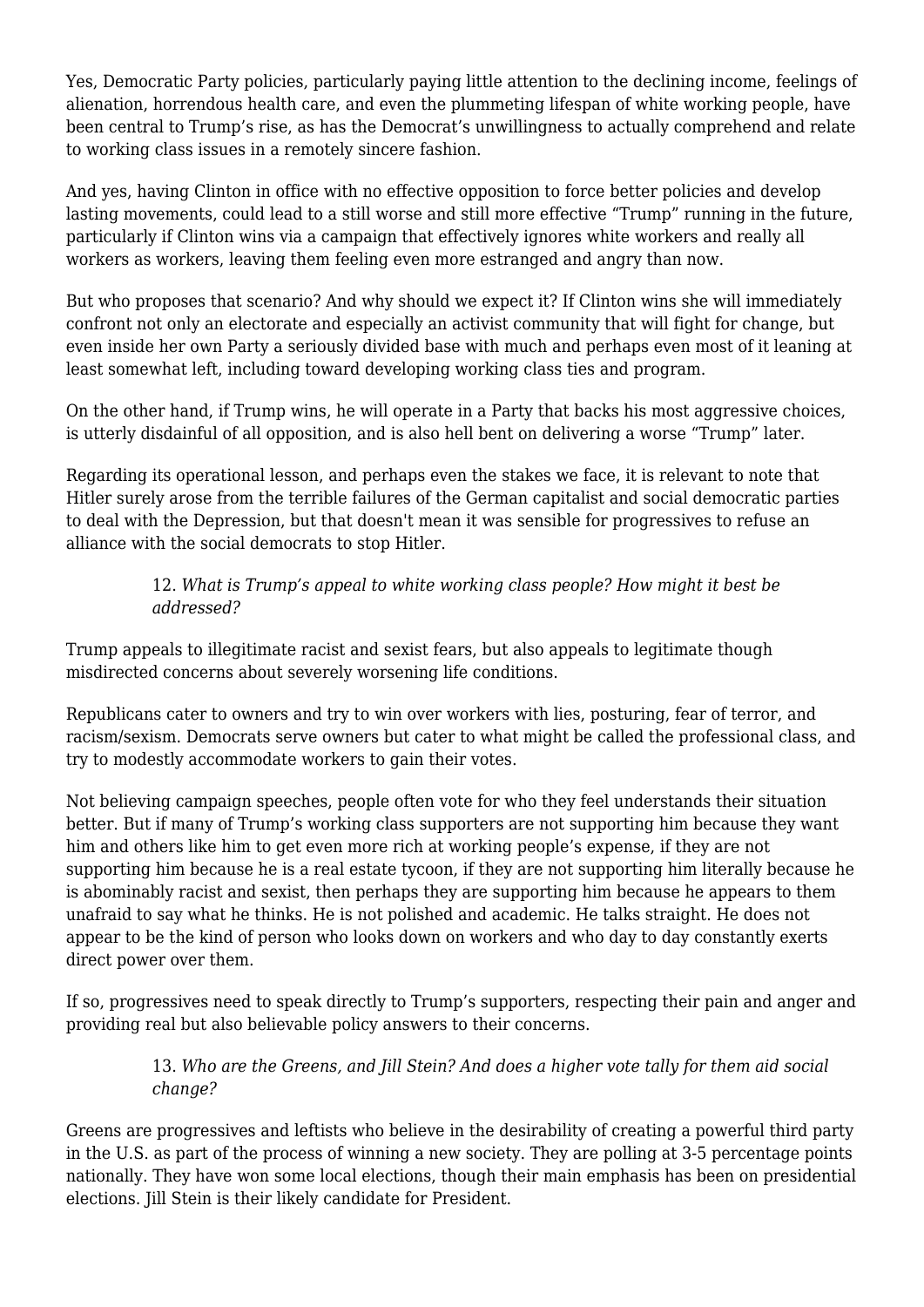Yes, Democratic Party policies, particularly paying little attention to the declining income, feelings of alienation, horrendous health care, and even the plummeting lifespan of white working people, have been central to Trump's rise, as has the Democrat's unwillingness to actually comprehend and relate to working class issues in a remotely sincere fashion.

And yes, having Clinton in office with no effective opposition to force better policies and develop lasting movements, could lead to a still worse and still more effective "Trump" running in the future, particularly if Clinton wins via a campaign that effectively ignores white workers and really all workers as workers, leaving them feeling even more estranged and angry than now.

But who proposes that scenario? And why should we expect it? If Clinton wins she will immediately confront not only an electorate and especially an activist community that will fight for change, but even inside her own Party a seriously divided base with much and perhaps even most of it leaning at least somewhat left, including toward developing working class ties and program.

On the other hand, if Trump wins, he will operate in a Party that backs his most aggressive choices, is utterly disdainful of all opposition, and is also hell bent on delivering a worse "Trump" later.

Regarding its operational lesson, and perhaps even the stakes we face, it is relevant to note that Hitler surely arose from the terrible failures of the German capitalist and social democratic parties to deal with the Depression, but that doesn't mean it was sensible for progressives to refuse an alliance with the social democrats to stop Hitler.

> 12. *What is Trump's appeal to white working class people? How might it best be addressed?*

Trump appeals to illegitimate racist and sexist fears, but also appeals to legitimate though misdirected concerns about severely worsening life conditions.

Republicans cater to owners and try to win over workers with lies, posturing, fear of terror, and racism/sexism. Democrats serve owners but cater to what might be called the professional class, and try to modestly accommodate workers to gain their votes.

Not believing campaign speeches, people often vote for who they feel understands their situation better. But if many of Trump's working class supporters are not supporting him because they want him and others like him to get even more rich at working people's expense, if they are not supporting him because he is a real estate tycoon, if they are not supporting him literally because he is abominably racist and sexist, then perhaps they are supporting him because he appears to them unafraid to say what he thinks. He is not polished and academic. He talks straight. He does not appear to be the kind of person who looks down on workers and who day to day constantly exerts direct power over them.

If so, progressives need to speak directly to Trump's supporters, respecting their pain and anger and providing real but also believable policy answers to their concerns.

> 13. *Who are the Greens, and Jill Stein? And does a higher vote tally for them aid social change?*

Greens are progressives and leftists who believe in the desirability of creating a powerful third party in the U.S. as part of the process of winning a new society. They are polling at 3-5 percentage points nationally. They have won some local elections, though their main emphasis has been on presidential elections. Jill Stein is their likely candidate for President.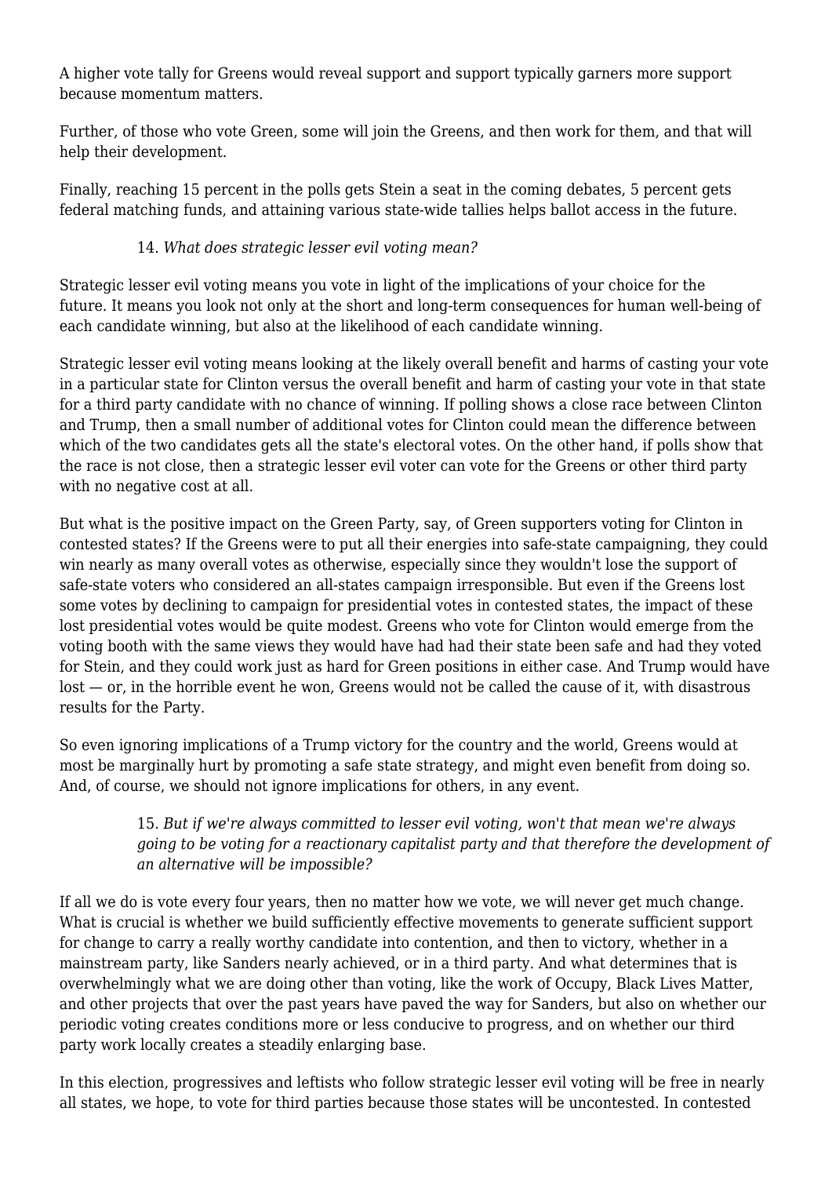A higher vote tally for Greens would reveal support and support typically garners more support because momentum matters.

Further, of those who vote Green, some will join the Greens, and then work for them, and that will help their development.

Finally, reaching 15 percent in the polls gets Stein a seat in the coming debates, 5 percent gets federal matching funds, and attaining various state-wide tallies helps ballot access in the future.

> 14. *What does strategic lesser evil voting mean?*

Strategic lesser evil voting means you vote in light of the implications of your choice for the future. It means you look not only at the short and long-term consequences for human well-being of each candidate winning, but also at the likelihood of each candidate winning.

Strategic lesser evil voting means looking at the likely overall benefit and harms of casting your vote in a particular state for Clinton versus the overall benefit and harm of casting your vote in that state for a third party candidate with no chance of winning. If polling shows a close race between Clinton and Trump, then a small number of additional votes for Clinton could mean the difference between which of the two candidates gets all the state's electoral votes. On the other hand, if polls show that the race is not close, then a strategic lesser evil voter can vote for the Greens or other third party with no negative cost at all.

But what is the positive impact on the Green Party, say, of Green supporters voting for Clinton in contested states? If the Greens were to put all their energies into safe-state campaigning, they could win nearly as many overall votes as otherwise, especially since they wouldn't lose the support of safe-state voters who considered an all-states campaign irresponsible. But even if the Greens lost some votes by declining to campaign for presidential votes in contested states, the impact of these lost presidential votes would be quite modest. Greens who vote for Clinton would emerge from the voting booth with the same views they would have had had their state been safe and had they voted for Stein, and they could work just as hard for Green positions in either case. And Trump would have lost — or, in the horrible event he won, Greens would not be called the cause of it, with disastrous results for the Party.

So even ignoring implications of a Trump victory for the country and the world, Greens would at most be marginally hurt by promoting a safe state strategy, and might even benefit from doing so. And, of course, we should not ignore implications for others, in any event.

> 15. *But if we're always committed to lesser evil voting, won't that mean we're always going to be voting for a reactionary capitalist party and that therefore the development of an alternative will be impossible?*

If all we do is vote every four years, then no matter how we vote, we will never get much change. What is crucial is whether we build sufficiently effective movements to generate sufficient support for change to carry a really worthy candidate into contention, and then to victory, whether in a mainstream party, like Sanders nearly achieved, or in a third party. And what determines that is overwhelmingly what we are doing other than voting, like the work of Occupy, Black Lives Matter, and other projects that over the past years have paved the way for Sanders, but also on whether our periodic voting creates conditions more or less conducive to progress, and on whether our third party work locally creates a steadily enlarging base.

In this election, progressives and leftists who follow strategic lesser evil voting will be free in nearly all states, we hope, to vote for third parties because those states will be uncontested. In contested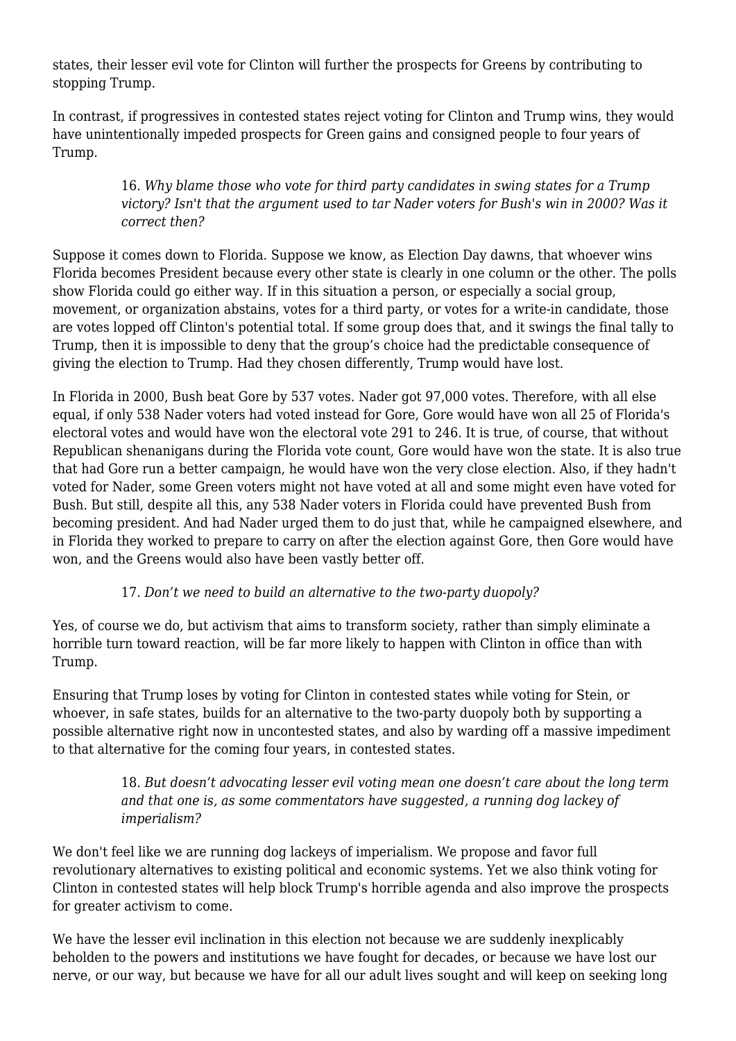states, their lesser evil vote for Clinton will further the prospects for Greens by contributing to stopping Trump.

In contrast, if progressives in contested states reject voting for Clinton and Trump wins, they would have unintentionally impeded prospects for Green gains and consigned people to four years of Trump.

> 16. *Why blame those who vote for third party candidates in swing states for a Trump victory? Isn't that the argument used to tar Nader voters for Bush's win in 2000? Was it correct then?*

Suppose it comes down to Florida. Suppose we know, as Election Day dawns, that whoever wins Florida becomes President because every other state is clearly in one column or the other. The polls show Florida could go either way. If in this situation a person, or especially a social group, movement, or organization abstains, votes for a third party, or votes for a write-in candidate, those are votes lopped off Clinton's potential total. If some group does that, and it swings the final tally to Trump, then it is impossible to deny that the group's choice had the predictable consequence of giving the election to Trump. Had they chosen differently, Trump would have lost.

In Florida in 2000, Bush beat Gore by 537 votes. Nader got 97,000 votes. Therefore, with all else equal, if only 538 Nader voters had voted instead for Gore, Gore would have won all 25 of Florida's electoral votes and would have won the electoral vote 291 to 246. It is true, of course, that without Republican shenanigans during the Florida vote count, Gore would have won the state. It is also true that had Gore run a better campaign, he would have won the very close election. Also, if they hadn't voted for Nader, some Green voters might not have voted at all and some might even have voted for Bush. But still, despite all this, any 538 Nader voters in Florida could have prevented Bush from becoming president. And had Nader urged them to do just that, while he campaigned elsewhere, and in Florida they worked to prepare to carry on after the election against Gore, then Gore would have won, and the Greens would also have been vastly better off.

> 17. *Don't we need to build an alternative to the two-party duopoly?*

Yes, of course we do, but activism that aims to transform society, rather than simply eliminate a horrible turn toward reaction, will be far more likely to happen with Clinton in office than with Trump.

Ensuring that Trump loses by voting for Clinton in contested states while voting for Stein, or whoever, in safe states, builds for an alternative to the two-party duopoly both by supporting a possible alternative right now in uncontested states, and also by warding off a massive impediment to that alternative for the coming four years, in contested states.

> 18. *But doesn't advocating lesser evil voting mean one doesn't care about the long term and that one is, as some commentators have suggested, a running dog lackey of imperialism?*

We don't feel like we are running dog lackeys of imperialism. We propose and favor full revolutionary alternatives to existing political and economic systems. Yet we also think voting for Clinton in contested states will help block Trump's horrible agenda and also improve the prospects for greater activism to come.

We have the lesser evil inclination in this election not because we are suddenly inexplicably beholden to the powers and institutions we have fought for decades, or because we have lost our nerve, or our way, but because we have for all our adult lives sought and will keep on seeking long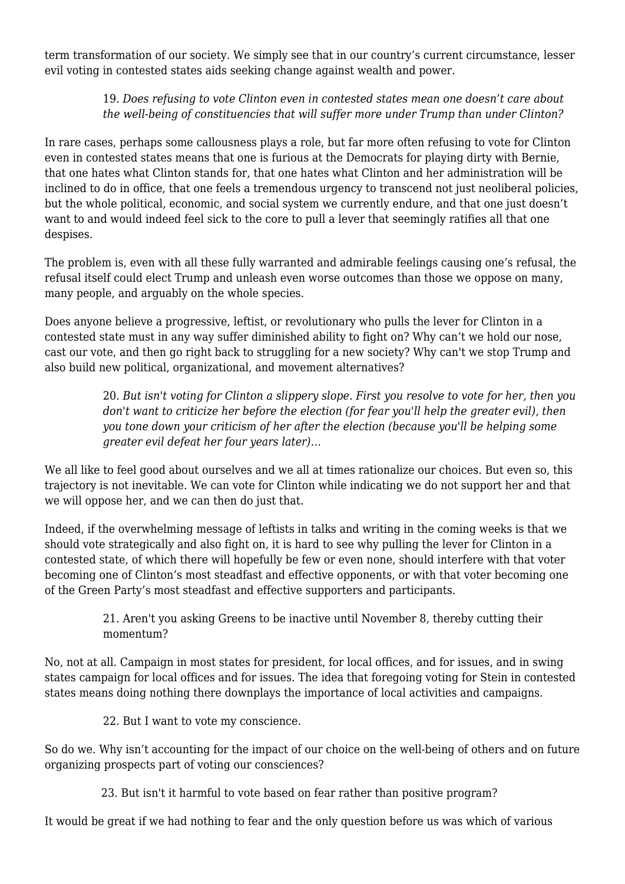term transformation of our society. We simply see that in our country's current circumstance, lesser evil voting in contested states aids seeking change against wealth and power.

> 19. *Does refusing to vote Clinton even in contested states mean one doesn't care about the well-being of constituencies that will suffer more under Trump than under Clinton?*

In rare cases, perhaps some callousness plays a role, but far more often refusing to vote for Clinton even in contested states means that one is furious at the Democrats for playing dirty with Bernie, that one hates what Clinton stands for, that one hates what Clinton and her administration will be inclined to do in office, that one feels a tremendous urgency to transcend not just neoliberal policies, but the whole political, economic, and social system we currently endure, and that one just doesn't want to and would indeed feel sick to the core to pull a lever that seemingly ratifies all that one despises.

The problem is, even with all these fully warranted and admirable feelings causing one's refusal, the refusal itself could elect Trump and unleash even worse outcomes than those we oppose on many, many people, and arguably on the whole species.

Does anyone believe a progressive, leftist, or revolutionary who pulls the lever for Clinton in a contested state must in any way suffer diminished ability to fight on? Why can't we hold our nose, cast our vote, and then go right back to struggling for a new society? Why can't we stop Trump and also build new political, organizational, and movement alternatives?

> 20. *But isn't voting for Clinton a slippery slope. First you resolve to vote for her, then you don't want to criticize her before the election (for fear you'll help the greater evil), then you tone down your criticism of her after the election (because you'll be helping some greater evil defeat her four years later)...*

We all like to feel good about ourselves and we all at times rationalize our choices. But even so, this trajectory is not inevitable. We can vote for Clinton while indicating we do not support her and that we will oppose her, and we can then do just that.

Indeed, if the overwhelming message of leftists in talks and writing in the coming weeks is that we should vote strategically and also fight on, it is hard to see why pulling the lever for Clinton in a contested state, of which there will hopefully be few or even none, should interfere with that voter becoming one of Clinton's most steadfast and effective opponents, or with that voter becoming one of the Green Party's most steadfast and effective supporters and participants.

> 21. Aren't you asking Greens to be inactive until November 8, thereby cutting their momentum?

No, not at all. Campaign in most states for president, for local offices, and for issues, and in swing states campaign for local offices and for issues. The idea that foregoing voting for Stein in contested states means doing nothing there downplays the importance of local activities and campaigns.

> 22. But I want to vote my conscience.

So do we. Why isn't accounting for the impact of our choice on the well-being of others and on future organizing prospects part of voting our consciences?

> 23. But isn't it harmful to vote based on fear rather than positive program?

It would be great if we had nothing to fear and the only question before us was which of various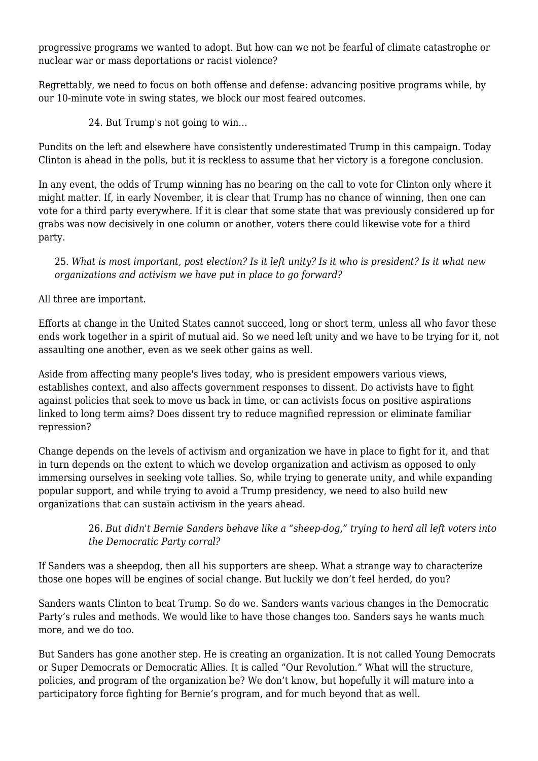progressive programs we wanted to adopt. But how can we not be fearful of climate catastrophe or nuclear war or mass deportations or racist violence?

Regrettably, we need to focus on both offense and defense: advancing positive programs while, by our 10-minute vote in swing states, we block our most feared outcomes.

24. But Trump's not going to win…

Pundits on the left and elsewhere have consistently underestimated Trump in this campaign. Today Clinton is ahead in the polls, but it is reckless to assume that her victory is a foregone conclusion.

In any event, the odds of Trump winning has no bearing on the call to vote for Clinton only where it might matter. If, in early November, it is clear that Trump has no chance of winning, then one can vote for a third party everywhere. If it is clear that some state that was previously considered up for grabs was now decisively in one column or another, voters there could likewise vote for a third party.

25. *What is most important, post election? Is it left unity? Is it who is president? Is it what new organizations and activism we have put in place to go forward?*

All three are important.

Efforts at change in the United States cannot succeed, long or short term, unless all who favor these ends work together in a spirit of mutual aid. So we need left unity and we have to be trying for it, not assaulting one another, even as we seek other gains as well.

Aside from affecting many people's lives today, who is president empowers various views, establishes context, and also affects government responses to dissent. Do activists have to fight against policies that seek to move us back in time, or can activists focus on positive aspirations linked to long term aims? Does dissent try to reduce magnified repression or eliminate familiar repression?

Change depends on the levels of activism and organization we have in place to fight for it, and that in turn depends on the extent to which we develop organization and activism as opposed to only immersing ourselves in seeking vote tallies. So, while trying to generate unity, and while expanding popular support, and while trying to avoid a Trump presidency, we need to also build new organizations that can sustain activism in the years ahead.

26. *But didn't Bernie Sanders behave like a "sheep-dog," trying to herd all left voters into the Democratic Party corral?*

If Sanders was a sheepdog, then all his supporters are sheep. What a strange way to characterize those one hopes will be engines of social change. But luckily we don't feel herded, do you?

Sanders wants Clinton to beat Trump. So do we. Sanders wants various changes in the Democratic Party's rules and methods. We would like to have those changes too. Sanders says he wants much more, and we do too.

But Sanders has gone another step. He is creating an organization. It is not called Young Democrats or Super Democrats or Democratic Allies. It is called "Our Revolution." What will the structure, policies, and program of the organization be? We don't know, but hopefully it will mature into a participatory force fighting for Bernie's program, and for much beyond that as well.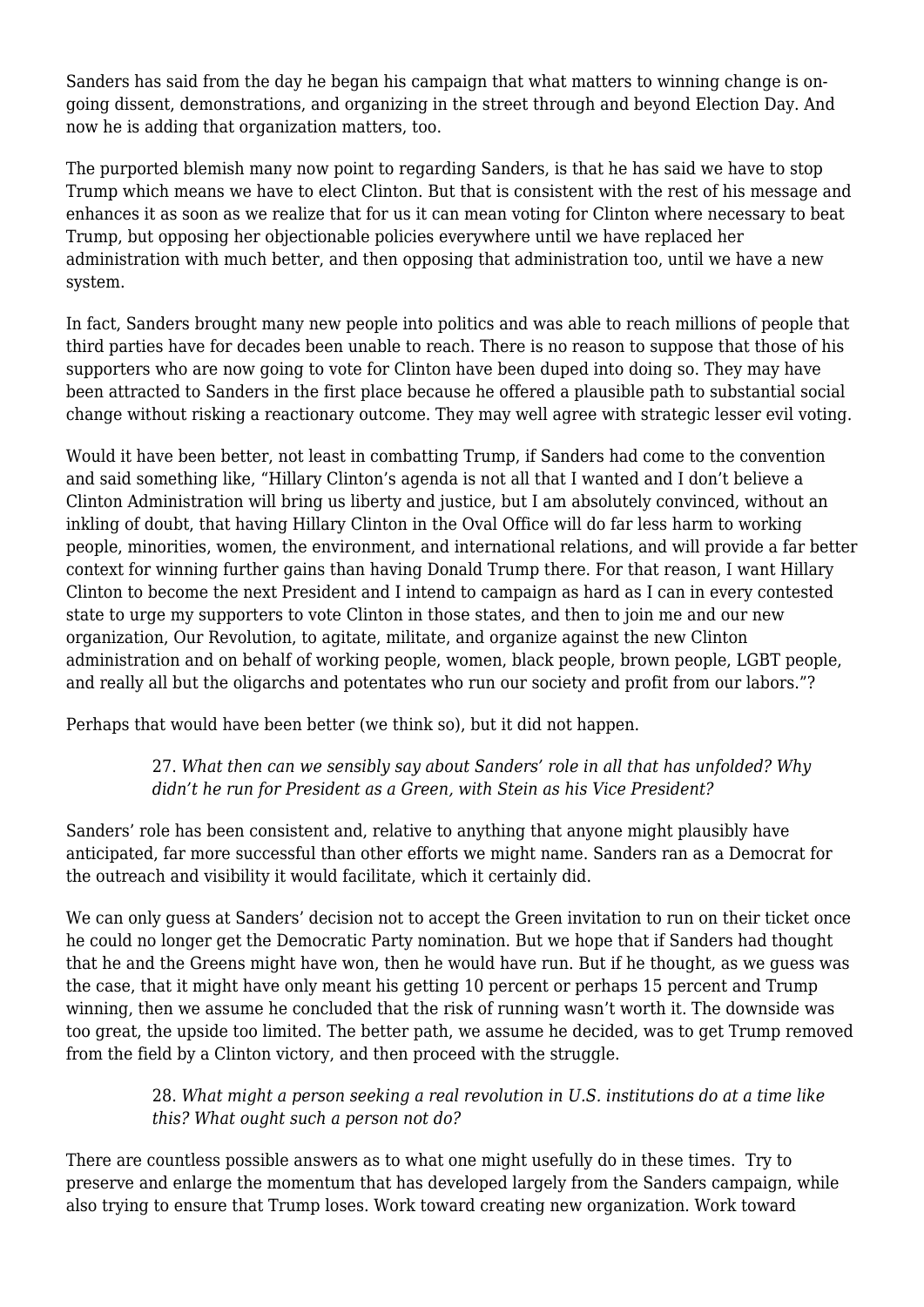Sanders has said from the day he began his campaign that what matters to winning change is on-going dissent, demonstrations, and organizing in the street through and beyond Election Day. And now he is adding that organization matters, too.

The purported blemish many now point to regarding Sanders, is that he has said we have to stop Trump which means we have to elect Clinton. But that is consistent with the rest of his message and enhances it as soon as we realize that for us it can mean voting for Clinton where necessary to beat Trump, but opposing her objectionable policies everywhere until we have replaced her administration with much better, and then opposing that administration too, until we have a new system.

In fact, Sanders brought many new people into politics and was able to reach millions of people that third parties have for decades been unable to reach. There is no reason to suppose that those of his supporters who are now going to vote for Clinton have been duped into doing so. They may have been attracted to Sanders in the first place because he offered a plausible path to substantial social change without risking a reactionary outcome. They may well agree with strategic lesser evil voting.

Would it have been better, not least in combatting Trump, if Sanders had come to the convention and said something like, "Hillary Clinton's agenda is not all that I wanted and I don't believe a Clinton Administration will bring us liberty and justice, but I am absolutely convinced, without an inkling of doubt, that having Hillary Clinton in the Oval Office will do far less harm to working people, minorities, women, the environment, and international relations, and will provide a far better context for winning further gains than having Donald Trump there. For that reason, I want Hillary Clinton to become the next President and I intend to campaign as hard as I can in every contested state to urge my supporters to vote Clinton in those states, and then to join me and our new organization, Our Revolution, to agitate, militate, and organize against the new Clinton administration and on behalf of working people, women, black people, brown people, LGBT people, and really all but the oligarchs and potentates who run our society and profit from our labors."?

Perhaps that would have been better (we think so), but it did not happen.

> 27. *What then can we sensibly say about Sanders' role in all that has unfolded? Why didn't he run for President as a Green, with Stein as his Vice President?*

Sanders' role has been consistent and, relative to anything that anyone might plausibly have anticipated, far more successful than other efforts we might name. Sanders ran as a Democrat for the outreach and visibility it would facilitate, which it certainly did.

We can only guess at Sanders' decision not to accept the Green invitation to run on their ticket once he could no longer get the Democratic Party nomination. But we hope that if Sanders had thought that he and the Greens might have won, then he would have run. But if he thought, as we guess was the case, that it might have only meant his getting 10 percent or perhaps 15 percent and Trump winning, then we assume he concluded that the risk of running wasn't worth it. The downside was too great, the upside too limited. The better path, we assume he decided, was to get Trump removed from the field by a Clinton victory, and then proceed with the struggle.

> 28. *What might a person seeking a real revolution in U.S. institutions do at a time like this? What ought such a person not do?*

There are countless possible answers as to what one might usefully do in these times. Try to preserve and enlarge the momentum that has developed largely from the Sanders campaign, while also trying to ensure that Trump loses. Work toward creating new organization. Work toward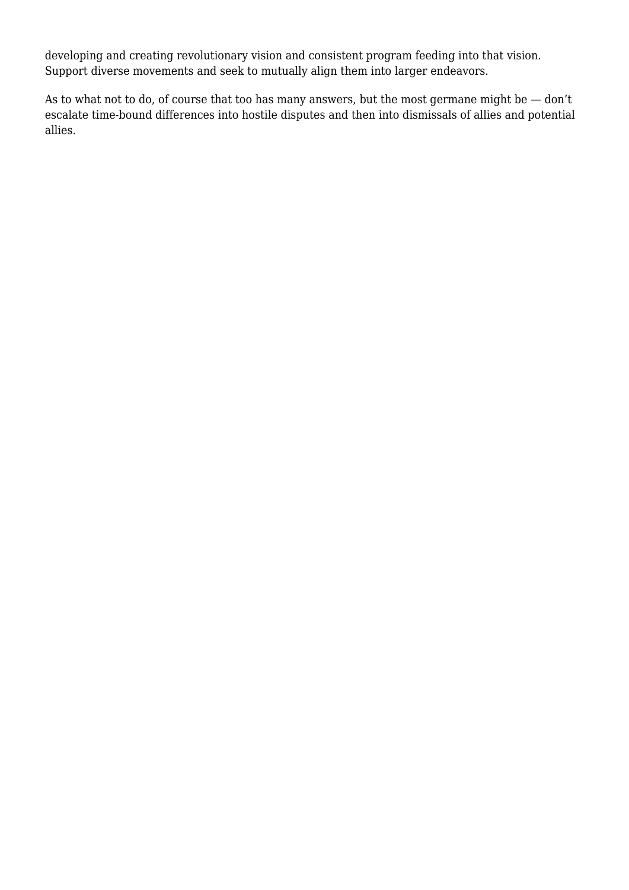developing and creating revolutionary vision and consistent program feeding into that vision. Support diverse movements and seek to mutually align them into larger endeavors.

As to what not to do, of course that too has many answers, but the most germane might be — don't escalate time-bound differences into hostile disputes and then into dismissals of allies and potential allies.